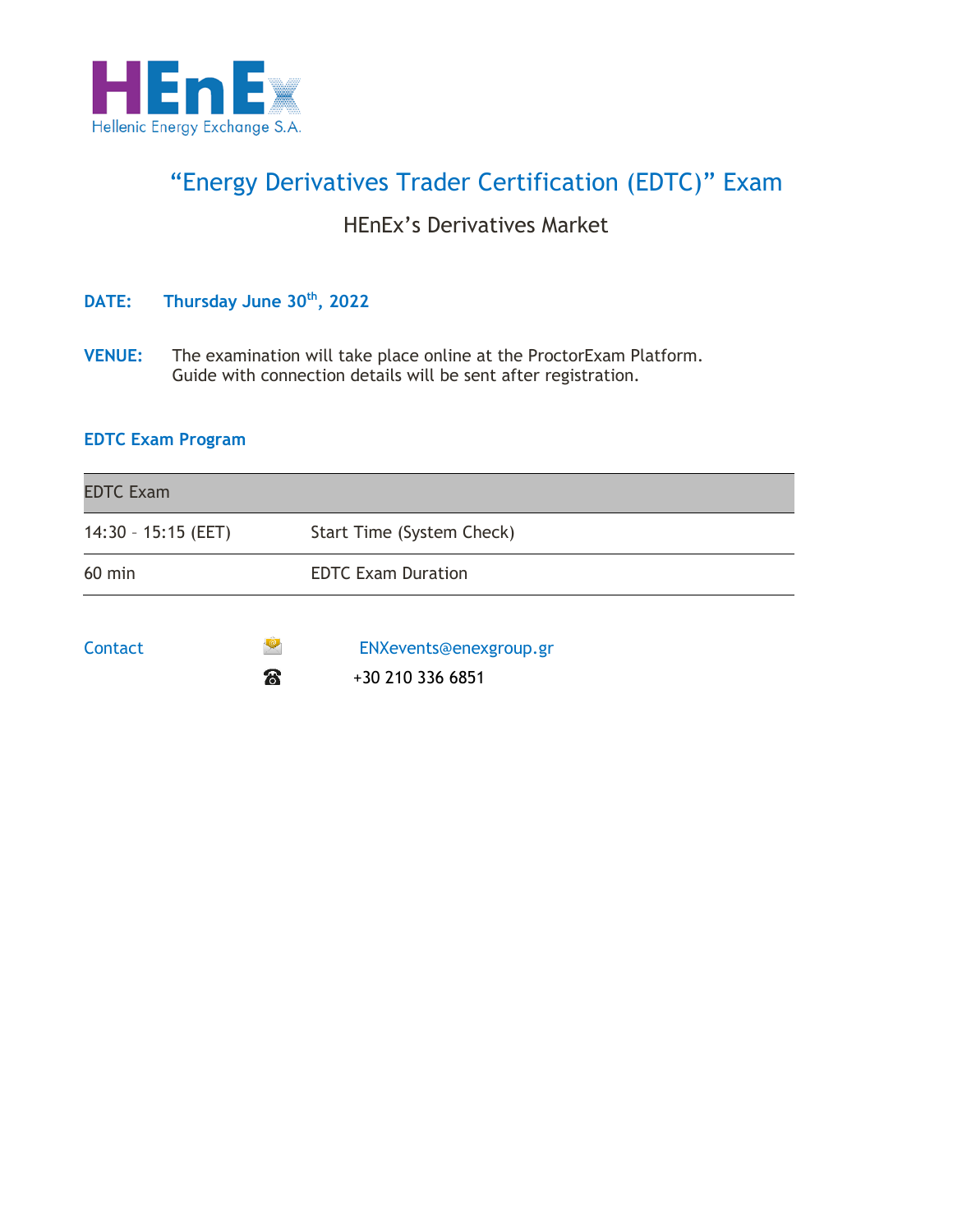Hellenic Energy Exchange S.A.

# "Energy Derivatives Trader Certification (EDTC)" Exam

## HEnEx's Derivatives Market

**DATE:** **Thursday June 30th, 2022**

**VENUE:** The examination will take place online at the ProctorExam Platform.
Guide with connection details will be sent after registration.

### EDTC Exam Program

| EDTC Exam | |
|---|---|
| 14:30 – 15:15 (EET) | Start Time (System Check) |
| 60 min | EDTC Exam Duration |

Contact

ENXevents@enexgroup.gr

+30 210 336 6851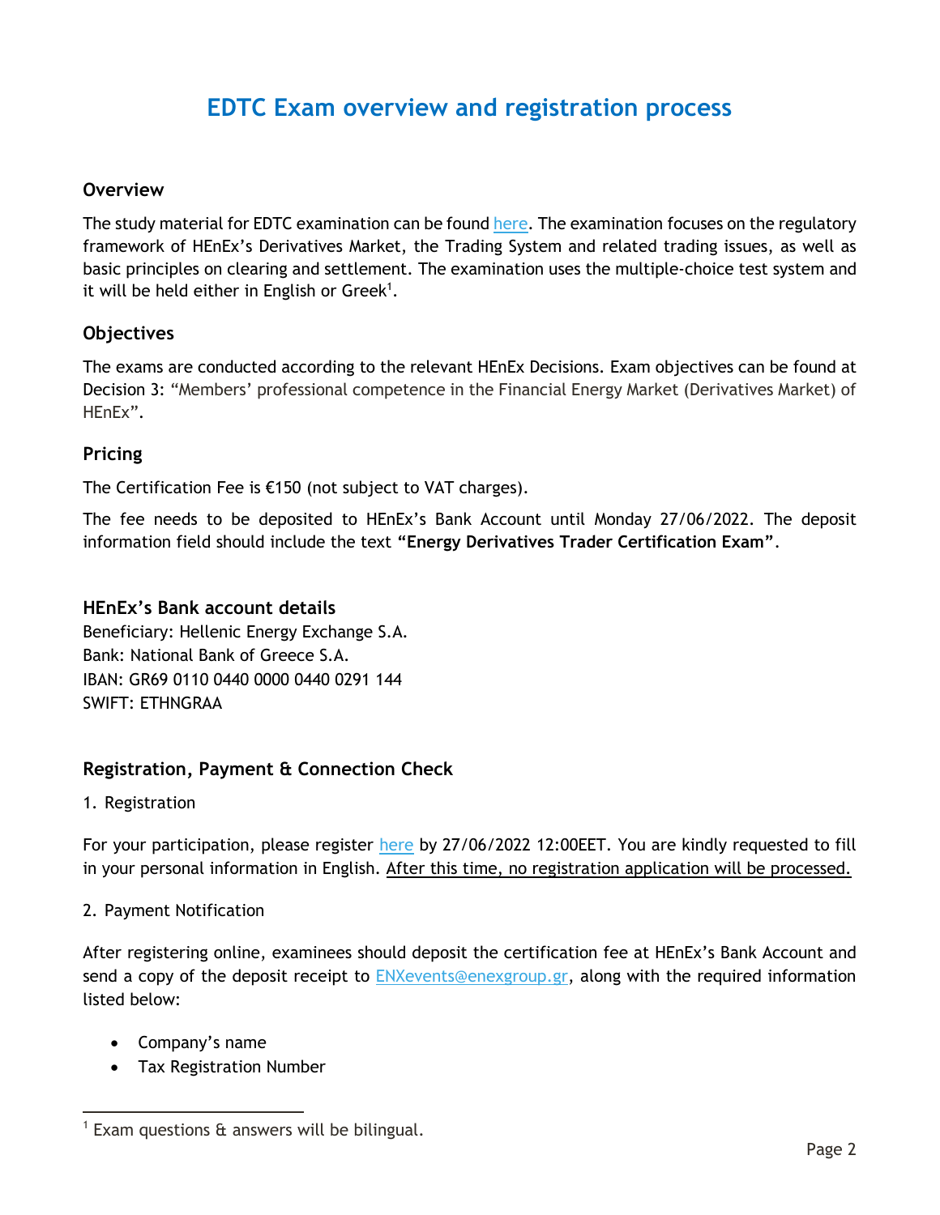# EDTC Exam overview and registration process

## Overview

The study material for EDTC examination can be found here. The examination focuses on the regulatory framework of HEnEx's Derivatives Market, the Trading System and related trading issues, as well as basic principles on clearing and settlement. The examination uses the multiple-choice test system and it will be held either in English or Greek[1].

## Objectives

The exams are conducted according to the relevant HEnEx Decisions. Exam objectives can be found at Decision 3: "Members' professional competence in the Financial Energy Market (Derivatives Market) of HEnEx".

## Pricing

The Certification Fee is €150 (not subject to VAT charges).

The fee needs to be deposited to HEnEx's Bank Account until Monday 27/06/2022. The deposit information field should include the text **"Energy Derivatives Trader Certification Exam"**.

## HEnEx's Bank account details

Beneficiary: Hellenic Energy Exchange S.A.
Bank: National Bank of Greece S.A.
IBAN: GR69 0110 0440 0000 0440 0291 144
SWIFT: ETHNGRAA

## Registration, Payment & Connection Check

1. Registration

For your participation, please register here by 27/06/2022 12:00EET. You are kindly requested to fill in your personal information in English. After this time, no registration application will be processed.

2. Payment Notification

After registering online, examinees should deposit the certification fee at HEnEx's Bank Account and send a copy of the deposit receipt to ENXevents@enexgroup.gr, along with the required information listed below:

- Company's name
- Tax Registration Number

[1] Exam questions & answers will be bilingual.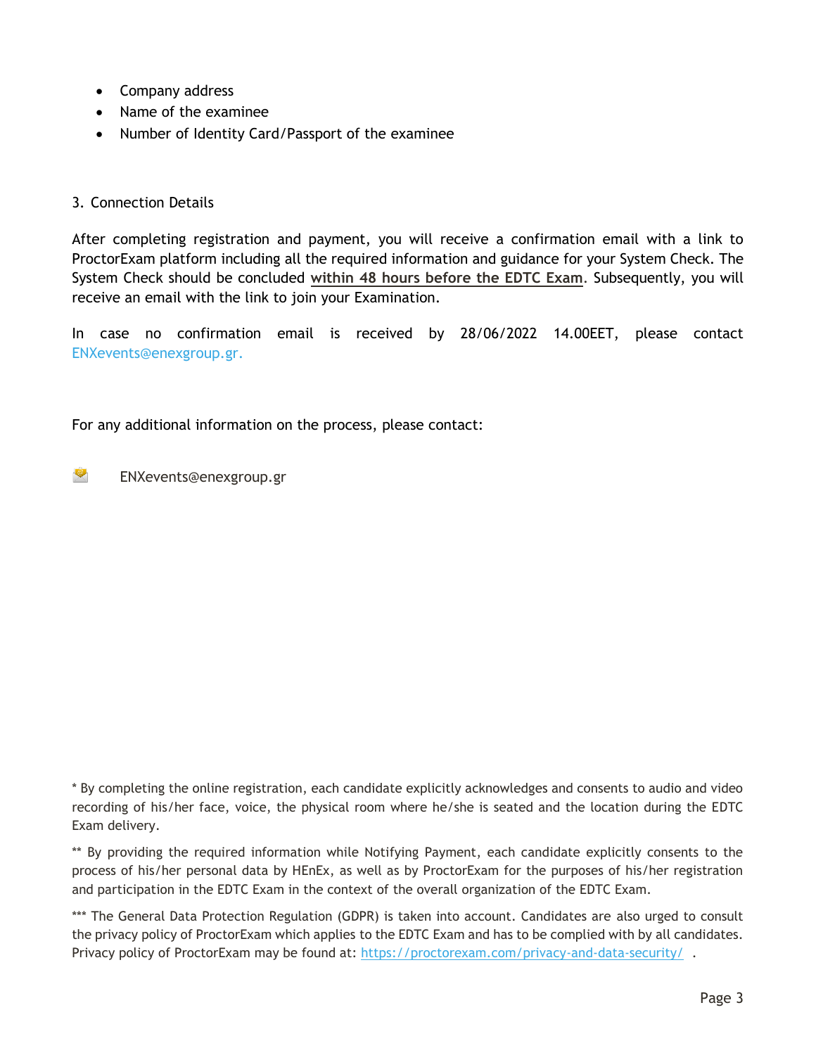- Company address
- Name of the examinee
- Number of Identity Card/Passport of the examinee

3. Connection Details

After completing registration and payment, you will receive a confirmation email with a link to ProctorExam platform including all the required information and guidance for your System Check. The System Check should be concluded **within 48 hours before the EDTC Exam**. Subsequently, you will receive an email with the link to join your Examination.

In case no confirmation email is received by 28/06/2022 14.00EET, please contact ENXevents@enexgroup.gr.

For any additional information on the process, please contact:

ENXevents@enexgroup.gr

* By completing the online registration, each candidate explicitly acknowledges and consents to audio and video recording of his/her face, voice, the physical room where he/she is seated and the location during the EDTC Exam delivery.

** By providing the required information while Notifying Payment, each candidate explicitly consents to the process of his/her personal data by HEnEx, as well as by ProctorExam for the purposes of his/her registration and participation in the EDTC Exam in the context of the overall organization of the EDTC Exam.

*** The General Data Protection Regulation (GDPR) is taken into account. Candidates are also urged to consult the privacy policy of ProctorExam which applies to the EDTC Exam and has to be complied with by all candidates. Privacy policy of ProctorExam may be found at: https://proctorexam.com/privacy-and-data-security/ .